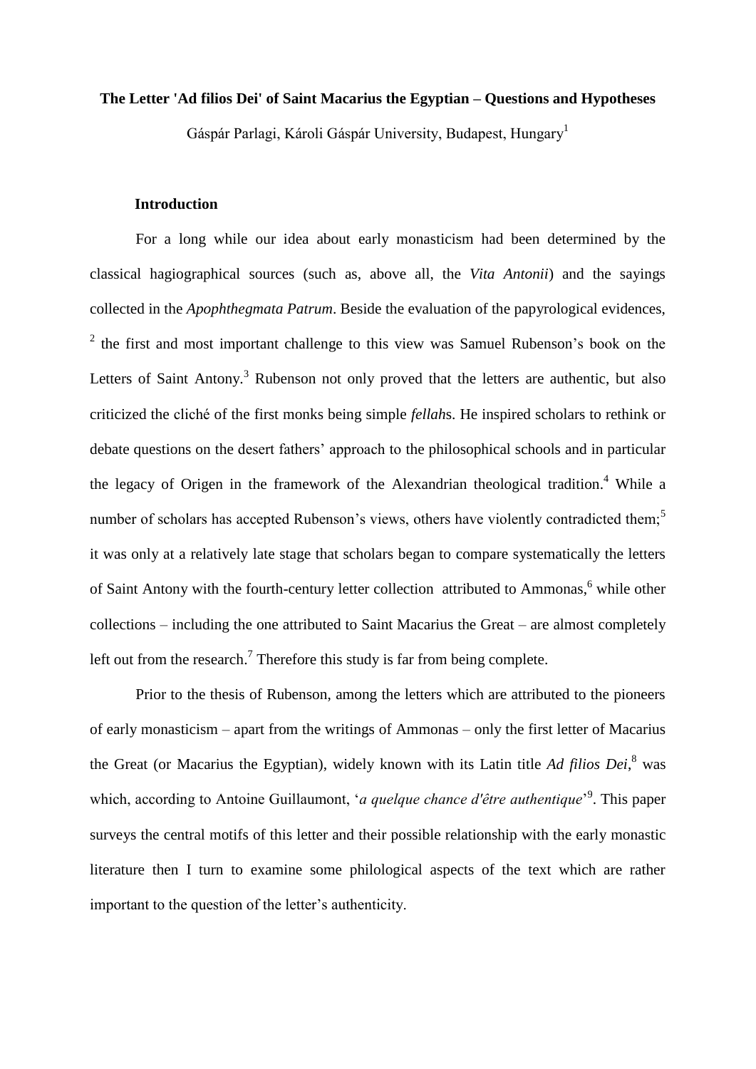**The Letter 'Ad filios Dei' of Saint Macarius the Egyptian – Questions and Hypotheses**

Gáspár Parlagi, Károli Gáspár University, Budapest, Hungary[1]

## Introduction

For a long while our idea about early monasticism had been determined by the classical hagiographical sources (such as, above all, the *Vita Antonii*) and the sayings collected in the *Apophthegmata Patrum*. Beside the evaluation of the papyrological evidences, [2] the first and most important challenge to this view was Samuel Rubenson's book on the Letters of Saint Antony.[3] Rubenson not only proved that the letters are authentic, but also criticized the cliché of the first monks being simple *fellah*s. He inspired scholars to rethink or debate questions on the desert fathers' approach to the philosophical schools and in particular the legacy of Origen in the framework of the Alexandrian theological tradition.[4] While a number of scholars has accepted Rubenson's views, others have violently contradicted them;[5] it was only at a relatively late stage that scholars began to compare systematically the letters of Saint Antony with the fourth-century letter collection attributed to Ammonas,[6] while other collections – including the one attributed to Saint Macarius the Great – are almost completely left out from the research.[7] Therefore this study is far from being complete.

Prior to the thesis of Rubenson, among the letters which are attributed to the pioneers of early monasticism – apart from the writings of Ammonas – only the first letter of Macarius the Great (or Macarius the Egyptian), widely known with its Latin title *Ad filios Dei*,[8] was which, according to Antoine Guillaumont, '*a quelque chance d'être authentique*'[9]. This paper surveys the central motifs of this letter and their possible relationship with the early monastic literature then I turn to examine some philological aspects of the text which are rather important to the question of the letter's authenticity.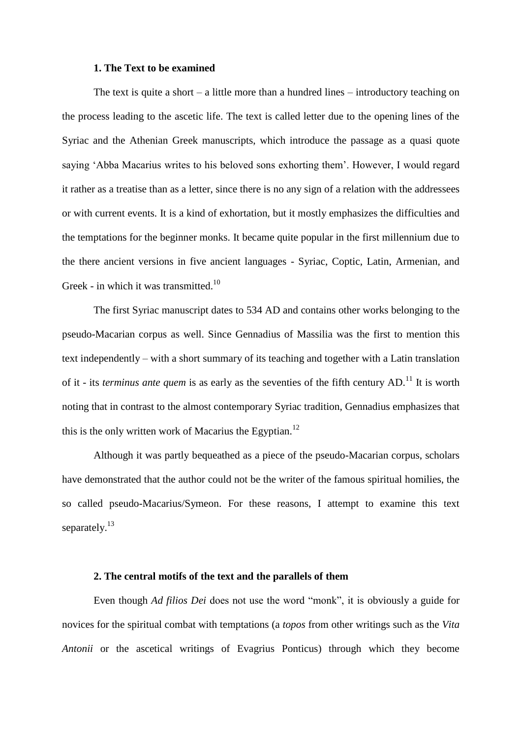### 1. The Text to be examined

The text is quite a short – a little more than a hundred lines – introductory teaching on the process leading to the ascetic life. The text is called letter due to the opening lines of the Syriac and the Athenian Greek manuscripts, which introduce the passage as a quasi quote saying 'Abba Macarius writes to his beloved sons exhorting them'. However, I would regard it rather as a treatise than as a letter, since there is no any sign of a relation with the addressees or with current events. It is a kind of exhortation, but it mostly emphasizes the difficulties and the temptations for the beginner monks. It became quite popular in the first millennium due to the there ancient versions in five ancient languages - Syriac, Coptic, Latin, Armenian, and Greek - in which it was transmitted.[10]

The first Syriac manuscript dates to 534 AD and contains other works belonging to the pseudo-Macarian corpus as well. Since Gennadius of Massilia was the first to mention this text independently – with a short summary of its teaching and together with a Latin translation of it - its *terminus ante quem* is as early as the seventies of the fifth century AD.[11] It is worth noting that in contrast to the almost contemporary Syriac tradition, Gennadius emphasizes that this is the only written work of Macarius the Egyptian.[12]

Although it was partly bequeathed as a piece of the pseudo-Macarian corpus, scholars have demonstrated that the author could not be the writer of the famous spiritual homilies, the so called pseudo-Macarius/Symeon. For these reasons, I attempt to examine this text separately.[13]

### 2. The central motifs of the text and the parallels of them

Even though *Ad filios Dei* does not use the word "monk", it is obviously a guide for novices for the spiritual combat with temptations (a *topos* from other writings such as the *Vita Antonii* or the ascetical writings of Evagrius Ponticus) through which they become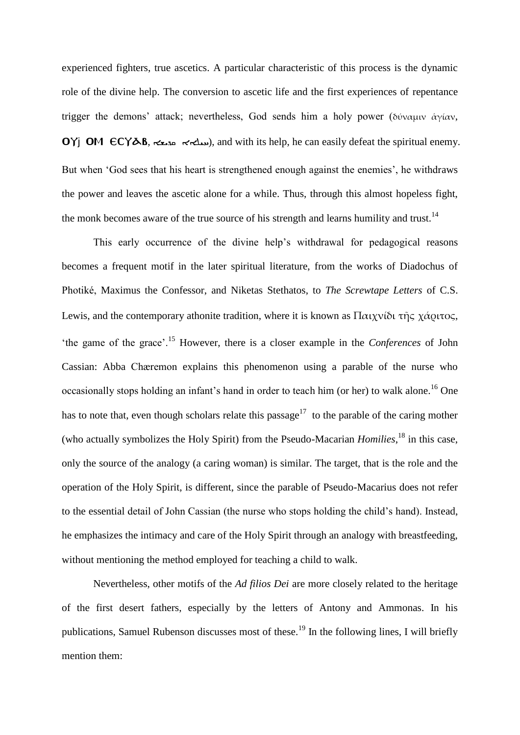experienced fighters, true ascetics. A particular characteristic of this process is the dynamic role of the divine help. The conversion to ascetic life and the first experiences of repentance trigger the demons' attack; nevertheless, God sends him a holy power (δύναμιν ἁγίαν, ⲞⲨϬⲞⲘ ⲈⲤⲞⲨⲀⲂ, ܚܝܠܐ ܩܕܝܫܐ), and with its help, he can easily defeat the spiritual enemy. But when 'God sees that his heart is strengthened enough against the enemies', he withdraws the power and leaves the ascetic alone for a while. Thus, through this almost hopeless fight, the monk becomes aware of the true source of his strength and learns humility and trust.[14]

This early occurrence of the divine help's withdrawal for pedagogical reasons becomes a frequent motif in the later spiritual literature, from the works of Diadochus of Photiké, Maximus the Confessor, and Niketas Stethatos, to *The Screwtape Letters* of C.S. Lewis, and the contemporary athonite tradition, where it is known as Παιχνίδι τῆς χάριτος, 'the game of the grace'.[15] However, there is a closer example in the *Conferences* of John Cassian: Abba Chæremon explains this phenomenon using a parable of the nurse who occasionally stops holding an infant's hand in order to teach him (or her) to walk alone.[16] One has to note that, even though scholars relate this passage[17] to the parable of the caring mother (who actually symbolizes the Holy Spirit) from the Pseudo-Macarian *Homilies*,[18] in this case, only the source of the analogy (a caring woman) is similar. The target, that is the role and the operation of the Holy Spirit, is different, since the parable of Pseudo-Macarius does not refer to the essential detail of John Cassian (the nurse who stops holding the child's hand). Instead, he emphasizes the intimacy and care of the Holy Spirit through an analogy with breastfeeding, without mentioning the method employed for teaching a child to walk.

Nevertheless, other motifs of the *Ad filios Dei* are more closely related to the heritage of the first desert fathers, especially by the letters of Antony and Ammonas. In his publications, Samuel Rubenson discusses most of these.[19] In the following lines, I will briefly mention them: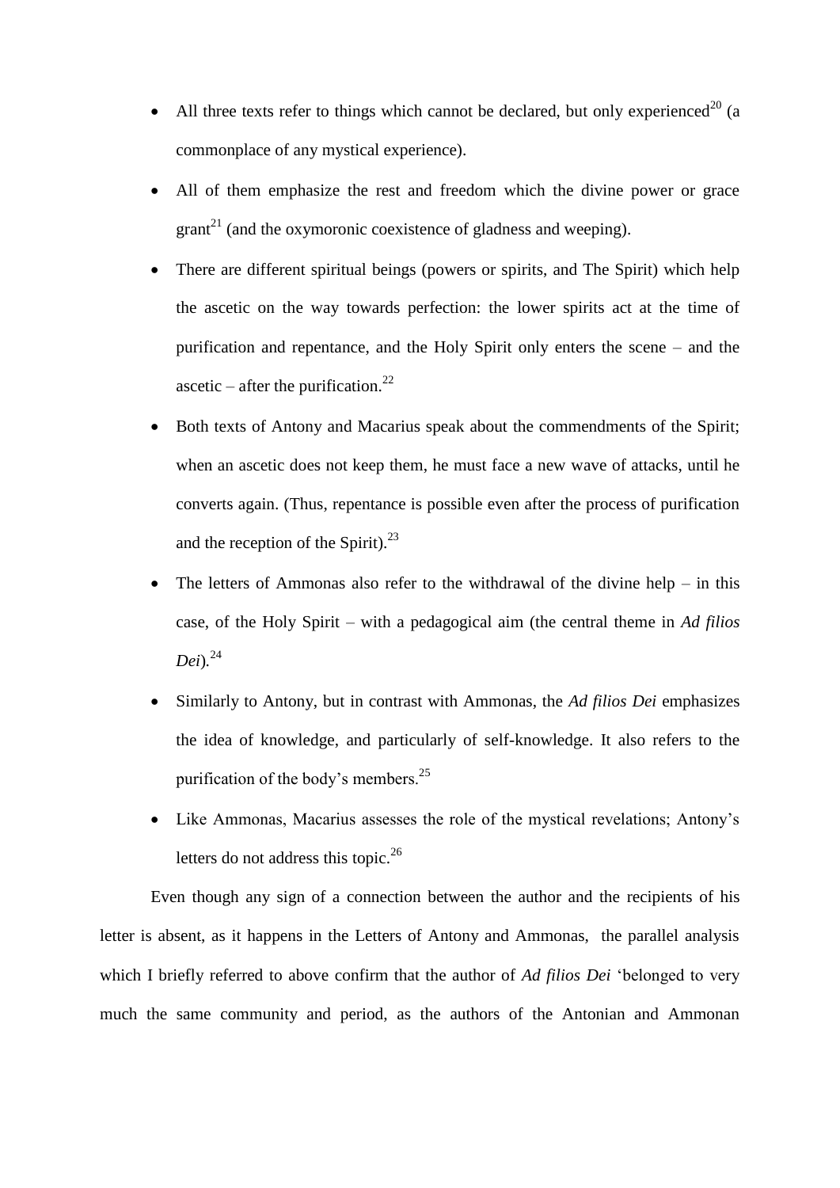- All three texts refer to things which cannot be declared, but only experienced[20] (a commonplace of any mystical experience).
- All of them emphasize the rest and freedom which the divine power or grace grant[21] (and the oxymoronic coexistence of gladness and weeping).
- There are different spiritual beings (powers or spirits, and The Spirit) which help the ascetic on the way towards perfection: the lower spirits act at the time of purification and repentance, and the Holy Spirit only enters the scene – and the ascetic – after the purification.[22]
- Both texts of Antony and Macarius speak about the commendments of the Spirit; when an ascetic does not keep them, he must face a new wave of attacks, until he converts again. (Thus, repentance is possible even after the process of purification and the reception of the Spirit).[23]
- The letters of Ammonas also refer to the withdrawal of the divine help – in this case, of the Holy Spirit – with a pedagogical aim (the central theme in *Ad filios Dei*).[24]
- Similarly to Antony, but in contrast with Ammonas, the *Ad filios Dei* emphasizes the idea of knowledge, and particularly of self-knowledge. It also refers to the purification of the body's members.[25]
- Like Ammonas, Macarius assesses the role of the mystical revelations; Antony's letters do not address this topic.[26]

Even though any sign of a connection between the author and the recipients of his letter is absent, as it happens in the Letters of Antony and Ammonas, the parallel analysis which I briefly referred to above confirm that the author of *Ad filios Dei* 'belonged to very much the same community and period, as the authors of the Antonian and Ammonan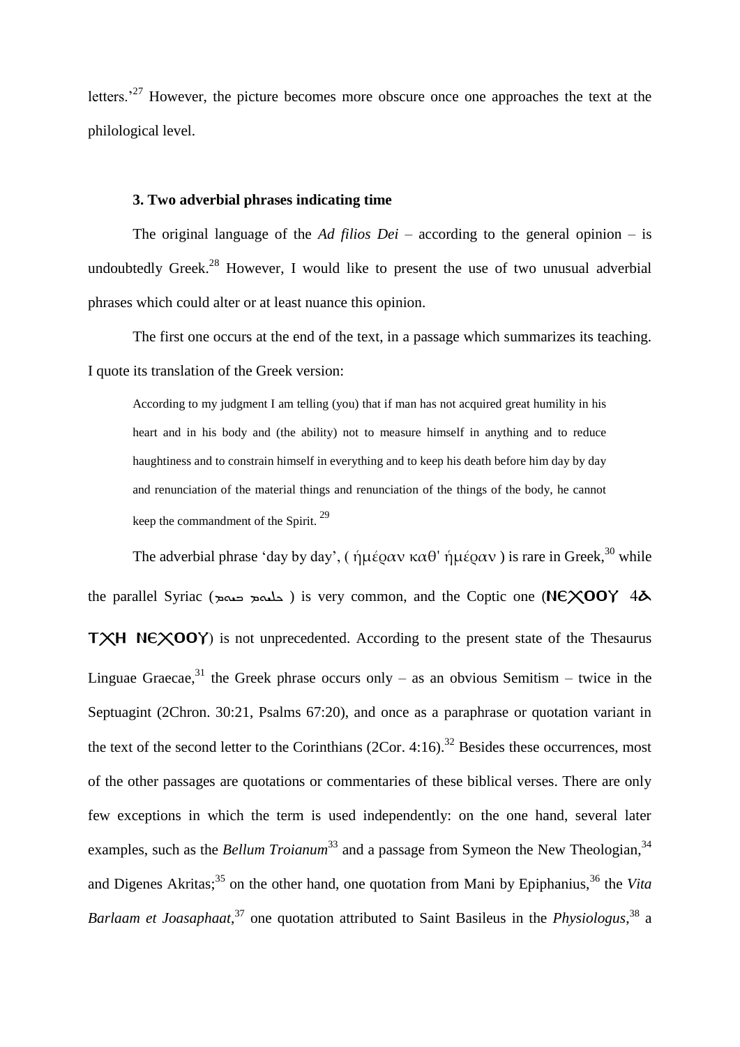letters.'[27] However, the picture becomes more obscure once one approaches the text at the philological level.

### 3. Two adverbial phrases indicating time

The original language of the *Ad filios Dei* – according to the general opinion – is undoubtedly Greek.[28] However, I would like to present the use of two unusual adverbial phrases which could alter or at least nuance this opinion.

The first one occurs at the end of the text, in a passage which summarizes its teaching. I quote its translation of the Greek version:

> According to my judgment I am telling (you) that if man has not acquired great humility in his heart and in his body and (the ability) not to measure himself in anything and to reduce haughtiness and to constrain himself in everything and to keep his death before him day by day and renunciation of the material things and renunciation of the things of the body, he cannot keep the commandment of the Spirit. [29]

The adverbial phrase 'day by day', ( ἡμέραν καθ' ἡμέραν ) is rare in Greek,[30] while the parallel Syriac (ܚܠܘܐ ܝܘܡܐ ) is very common, and the Coptic one (ΝΕϪΟΟΥ 4Ϫ ΤϪΗ ΝΕϪΟΟΥ) is not unprecedented. According to the present state of the Thesaurus Linguae Graecae,[31] the Greek phrase occurs only – as an obvious Semitism – twice in the Septuagint (2Chron. 30:21, Psalms 67:20), and once as a paraphrase or quotation variant in the text of the second letter to the Corinthians (2Cor. 4:16).[32] Besides these occurrences, most of the other passages are quotations or commentaries of these biblical verses. There are only few exceptions in which the term is used independently: on the one hand, several later examples, such as the *Bellum Troianum*[33] and a passage from Symeon the New Theologian,[34] and Digenes Akritas;[35] on the other hand, one quotation from Mani by Epiphanius,[36] the *Vita Barlaam et Joasaphaat*,[37] one quotation attributed to Saint Basileus in the *Physiologus*,[38] a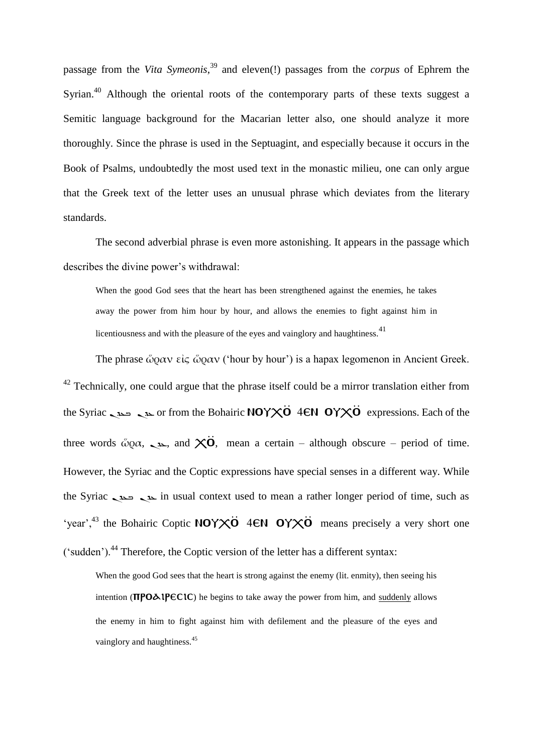passage from the *Vita Symeonis*,[39] and eleven(!) passages from the *corpus* of Ephrem the Syrian.[40] Although the oriental roots of the contemporary parts of these texts suggest a Semitic language background for the Macarian letter also, one should analyze it more thoroughly. Since the phrase is used in the Septuagint, and especially because it occurs in the Book of Psalms, undoubtedly the most used text in the monastic milieu, one can only argue that the Greek text of the letter uses an unusual phrase which deviates from the literary standards.

The second adverbial phrase is even more astonishing. It appears in the passage which describes the divine power's withdrawal:

> When the good God sees that the heart has been strengthened against the enemies, he takes away the power from him hour by hour, and allows the enemies to fight against him in licentiousness and with the pleasure of the eyes and vainglory and haughtiness.[41]

The phrase ὥραν εἰς ὥραν ('hour by hour') is a hapax legomenon in Ancient Greek.[42] Technically, one could argue that the phrase itself could be a mirror translation either from the Syriac ܥܕܢ ܒܥܕܢ or from the Bohairic ⲚⲞⲨϪⲞ̈ ϦⲈⲚ ⲞⲨϪⲞ̈ expressions. Each of the three words ὥρα, ܥܕܢ, and ϪⲞ̈, mean a certain – although obscure – period of time. However, the Syriac and the Coptic expressions have special senses in a different way. While the Syriac ܥܕܢ ܒܥܕܢ in usual context used to mean a rather longer period of time, such as 'year',[43] the Bohairic Coptic ⲚⲞⲨϪⲞ̈ ϦⲈⲚ ⲞⲨϪⲞ̈ means precisely a very short one ('sudden').[44] Therefore, the Coptic version of the letter has a different syntax:

> When the good God sees that the heart is strong against the enemy (lit. enmity), then seeing his intention (ⲠⲢⲞⲀⲒⲢⲈⲤⲒⲤ) he begins to take away the power from him, and <u>suddenly</u> allows the enemy in him to fight against him with defilement and the pleasure of the eyes and vainglory and haughtiness.[45]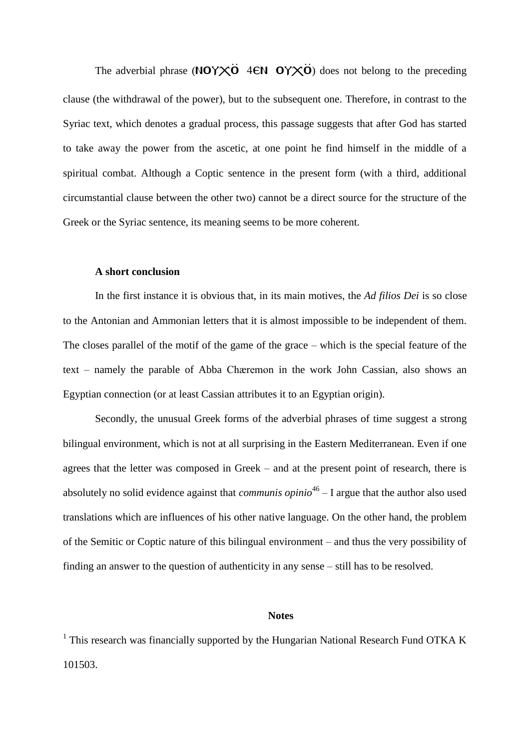The adverbial phrase (ⲚⲞⲨϪⲞ̈ ϤⲈⲚ ⲞⲨϪⲞ̈) does not belong to the preceding clause (the withdrawal of the power), but to the subsequent one. Therefore, in contrast to the Syriac text, which denotes a gradual process, this passage suggests that after God has started to take away the power from the ascetic, at one point he find himself in the middle of a spiritual combat. Although a Coptic sentence in the present form (with a third, additional circumstantial clause between the other two) cannot be a direct source for the structure of the Greek or the Syriac sentence, its meaning seems to be more coherent.

**A short conclusion**

In the first instance it is obvious that, in its main motives, the *Ad filios Dei* is so close to the Antonian and Ammonian letters that it is almost impossible to be independent of them. The closes parallel of the motif of the game of the grace – which is the special feature of the text – namely the parable of Abba Chæremon in the work John Cassian, also shows an Egyptian connection (or at least Cassian attributes it to an Egyptian origin).

Secondly, the unusual Greek forms of the adverbial phrases of time suggest a strong bilingual environment, which is not at all surprising in the Eastern Mediterranean. Even if one agrees that the letter was composed in Greek – and at the present point of research, there is absolutely no solid evidence against that *communis opinio*[46] – I argue that the author also used translations which are influences of his other native language. On the other hand, the problem of the Semitic or Coptic nature of this bilingual environment – and thus the very possibility of finding an answer to the question of authenticity in any sense – still has to be resolved.

**Notes**

[1] This research was financially supported by the Hungarian National Research Fund OTKA K 101503.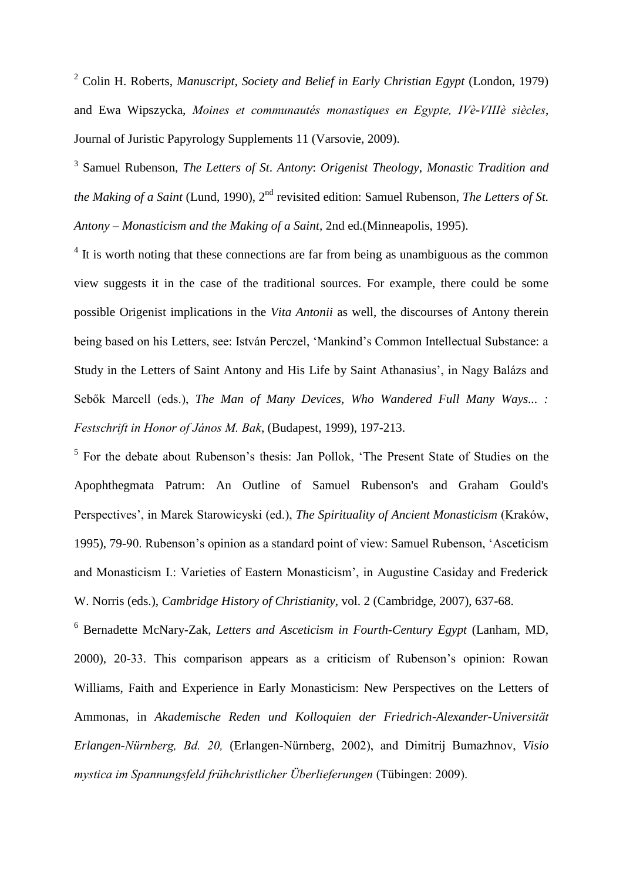[2] Colin H. Roberts, *Manuscript, Society and Belief in Early Christian Egypt* (London, 1979) and Ewa Wipszycka, *Moines et communautés monastiques en Egypte, IVè-VIIIè siècles*, Journal of Juristic Papyrology Supplements 11 (Varsovie, 2009).

[3] Samuel Rubenson, *The Letters of St. Antony*: *Origenist Theology, Monastic Tradition and the Making of a Saint* (Lund, 1990), 2[nd] revisited edition: Samuel Rubenson, *The Letters of St. Antony – Monasticism and the Making of a Saint*, 2nd ed.(Minneapolis, 1995).

[4] It is worth noting that these connections are far from being as unambiguous as the common view suggests it in the case of the traditional sources. For example, there could be some possible Origenist implications in the *Vita Antonii* as well, the discourses of Antony therein being based on his Letters, see: István Perczel, 'Mankind's Common Intellectual Substance: a Study in the Letters of Saint Antony and His Life by Saint Athanasius', in Nagy Balázs and Sebők Marcell (eds.), *The Man of Many Devices, Who Wandered Full Many Ways... : Festschrift in Honor of János M. Bak*, (Budapest, 1999), 197-213.

[5] For the debate about Rubenson's thesis: Jan Pollok, 'The Present State of Studies on the Apophthegmata Patrum: An Outline of Samuel Rubenson's and Graham Gould's Perspectives', in Marek Starowicyski (ed.), *The Spirituality of Ancient Monasticism* (Kraków, 1995), 79-90. Rubenson's opinion as a standard point of view: Samuel Rubenson, 'Asceticism and Monasticism I.: Varieties of Eastern Monasticism', in Augustine Casiday and Frederick W. Norris (eds.), *Cambridge History of Christianity*, vol. 2 (Cambridge, 2007), 637-68.

[6] Bernadette McNary-Zak, *Letters and Asceticism in Fourth-Century Egypt* (Lanham, MD, 2000), 20-33. This comparison appears as a criticism of Rubenson's opinion: Rowan Williams, Faith and Experience in Early Monasticism: New Perspectives on the Letters of Ammonas, in *Akademische Reden und Kolloquien der Friedrich-Alexander-Universität Erlangen-Nürnberg, Bd. 20,* (Erlangen-Nürnberg, 2002), and Dimitrij Bumazhnov, *Visio mystica im Spannungsfeld frühchristlicher Überlieferungen* (Tübingen: 2009).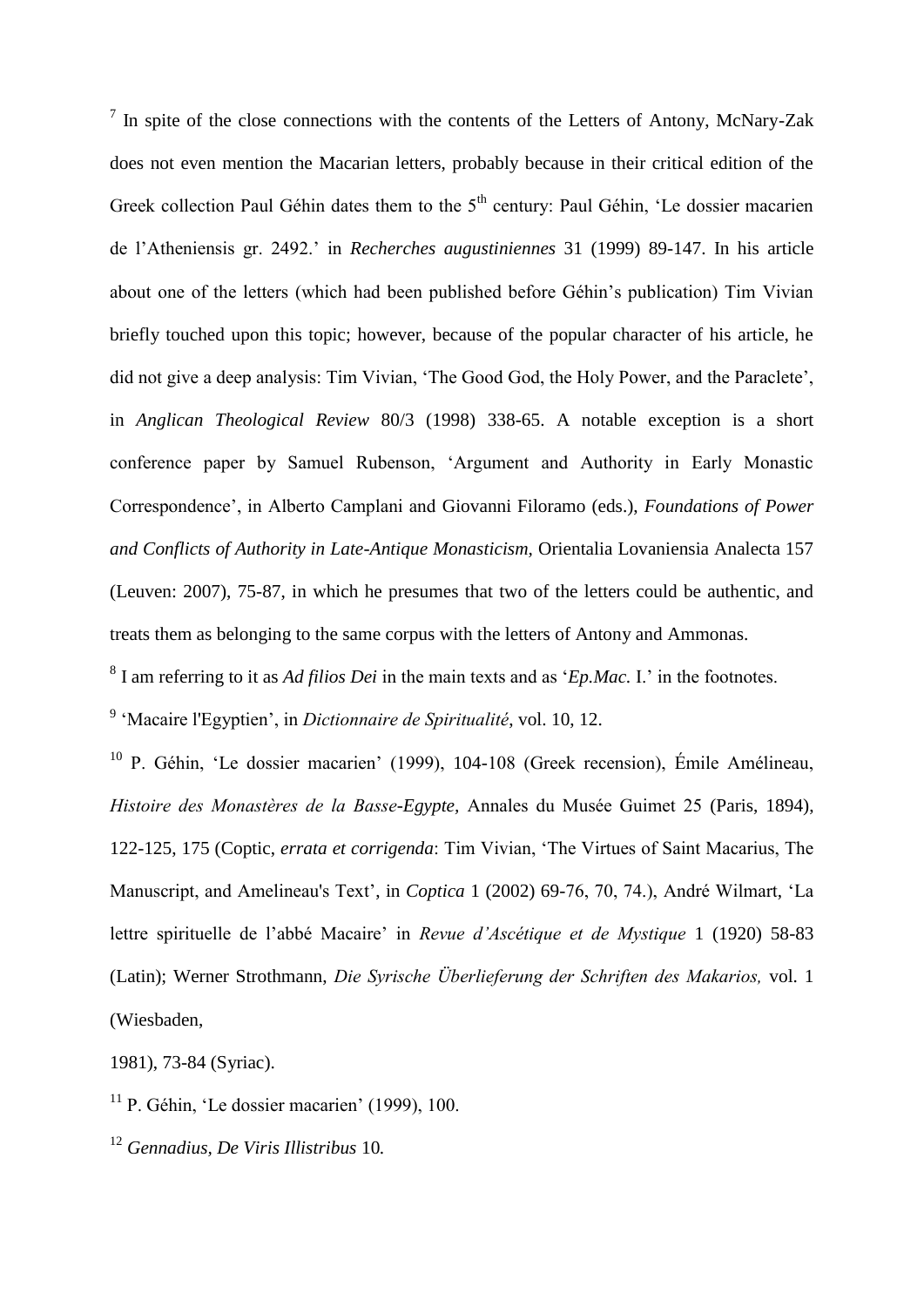[7] In spite of the close connections with the contents of the Letters of Antony, McNary-Zak does not even mention the Macarian letters, probably because in their critical edition of the Greek collection Paul Géhin dates them to the 5th century: Paul Géhin, 'Le dossier macarien de l'Atheniensis gr. 2492.' in *Recherches augustiniennes* 31 (1999) 89-147. In his article about one of the letters (which had been published before Géhin's publication) Tim Vivian briefly touched upon this topic; however, because of the popular character of his article, he did not give a deep analysis: Tim Vivian, 'The Good God, the Holy Power, and the Paraclete', in *Anglican Theological Review* 80/3 (1998) 338-65. A notable exception is a short conference paper by Samuel Rubenson, 'Argument and Authority in Early Monastic Correspondence', in Alberto Camplani and Giovanni Filoramo (eds.), *Foundations of Power and Conflicts of Authority in Late-Antique Monasticism,* Orientalia Lovaniensia Analecta 157 (Leuven: 2007), 75-87, in which he presumes that two of the letters could be authentic, and treats them as belonging to the same corpus with the letters of Antony and Ammonas.

[8] I am referring to it as *Ad filios Dei* in the main texts and as '*Ep.Mac.* I.' in the footnotes.

[9] 'Macaire l'Egyptien', in *Dictionnaire de Spiritualité*, vol. 10, 12.

[10] P. Géhin, 'Le dossier macarien' (1999), 104-108 (Greek recension), Émile Amélineau, *Histoire des Monastères de la Basse-Egypte,* Annales du Musée Guimet 25 (Paris, 1894), 122-125, 175 (Coptic, *errata et corrigenda*: Tim Vivian, 'The Virtues of Saint Macarius, The Manuscript, and Amelineau's Text', in *Coptica* 1 (2002) 69-76, 70, 74.), André Wilmart, 'La lettre spirituelle de l'abbé Macaire' in *Revue d'Ascétique et de Mystique* 1 (1920) 58-83 (Latin); Werner Strothmann, *Die Syrische Überlieferung der Schriften des Makarios,* vol. 1 (Wiesbaden, 1981), 73-84 (Syriac).

[11] P. Géhin, 'Le dossier macarien' (1999), 100.

[12] *Gennadius, De Viris Illistribus* 10.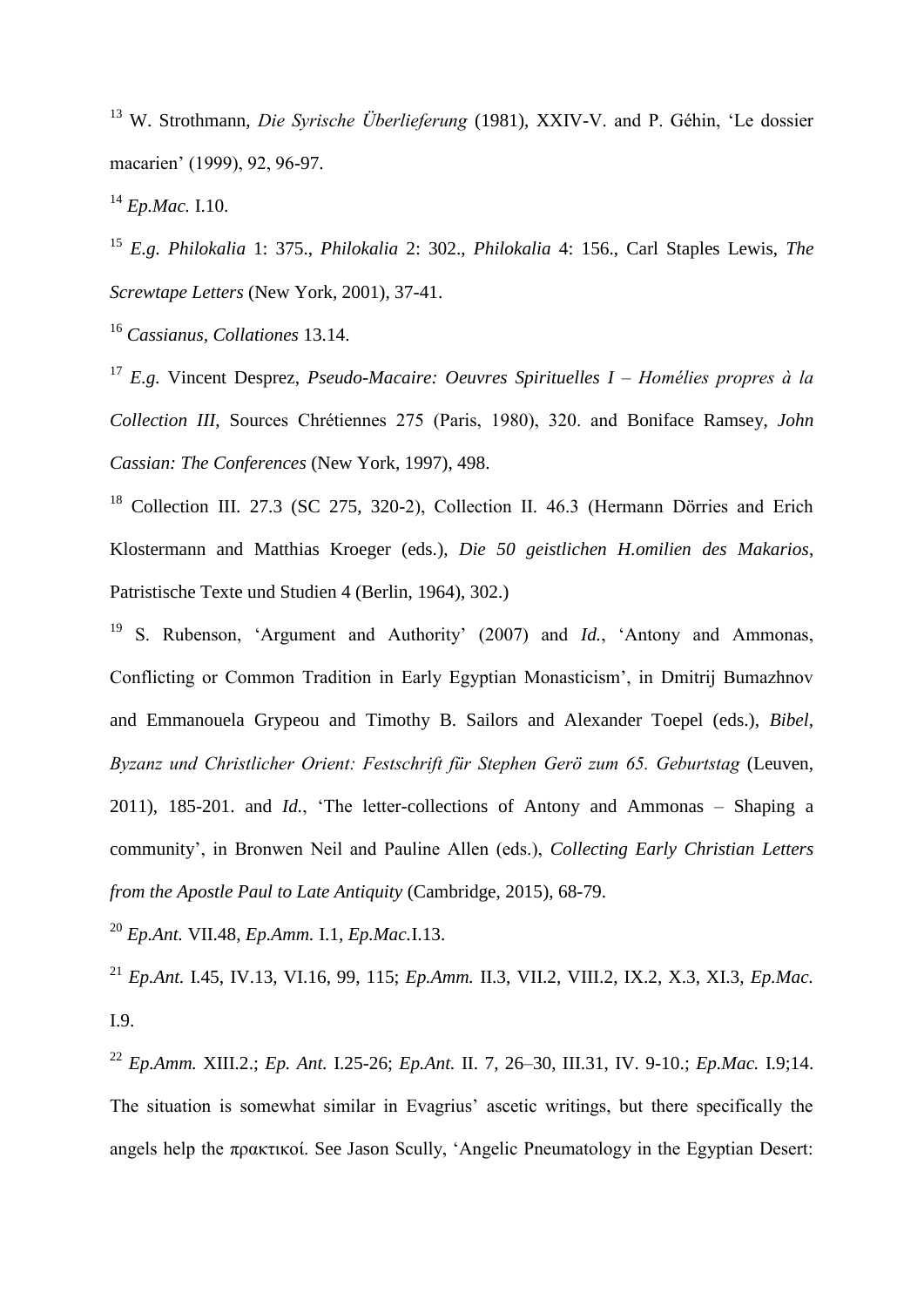[13] W. Strothmann, *Die Syrische Überlieferung* (1981), XXIV-V. and P. Géhin, 'Le dossier macarien' (1999), 92, 96-97.

[14] *Ep.Mac.* I.10.

[15] *E.g. Philokalia* 1: 375., *Philokalia* 2: 302., *Philokalia* 4: 156., Carl Staples Lewis, *The Screwtape Letters* (New York, 2001), 37-41.

[16] *Cassianus*, *Collationes* 13.14.

[17] *E.g.* Vincent Desprez, *Pseudo-Macaire: Oeuvres Spirituelles I – Homélies propres à la Collection III*, Sources Chrétiennes 275 (Paris, 1980), 320. and Boniface Ramsey, *John Cassian: The Conferences* (New York, 1997), 498.

[18] Collection III. 27.3 (SC 275, 320-2), Collection II. 46.3 (Hermann Dörries and Erich Klostermann and Matthias Kroeger (eds.), *Die 50 geistlichen H.omilien des Makarios*, Patristische Texte und Studien 4 (Berlin, 1964), 302.)

[19] S. Rubenson, 'Argument and Authority' (2007) and *Id.*, 'Antony and Ammonas, Conflicting or Common Tradition in Early Egyptian Monasticism', in Dmitrij Bumazhnov and Emmanouela Grypeou and Timothy B. Sailors and Alexander Toepel (eds.), *Bibel, Byzanz und Christlicher Orient: Festschrift für Stephen Gerö zum 65. Geburtstag* (Leuven, 2011), 185-201. and *Id.*, 'The letter-collections of Antony and Ammonas – Shaping a community', in Bronwen Neil and Pauline Allen (eds.), *Collecting Early Christian Letters from the Apostle Paul to Late Antiquity* (Cambridge, 2015), 68-79.

[20] *Ep.Ant.* VII.48, *Ep.Amm.* I.1, *Ep.Mac.*I.13.

[21] *Ep.Ant.* I.45, IV.13, VI.16, 99, 115; *Ep.Amm.* II.3, VII.2, VIII.2, IX.2, X.3, XI.3, *Ep.Mac.* I.9.

[22] *Ep.Amm.* XIII.2.; *Ep. Ant.* I.25-26; *Ep.Ant.* II. 7, 26–30, III.31, IV. 9-10.; *Ep.Mac.* I.9;14. The situation is somewhat similar in Evagrius' ascetic writings, but there specifically the angels help the πρακτικοί. See Jason Scully, 'Angelic Pneumatology in the Egyptian Desert: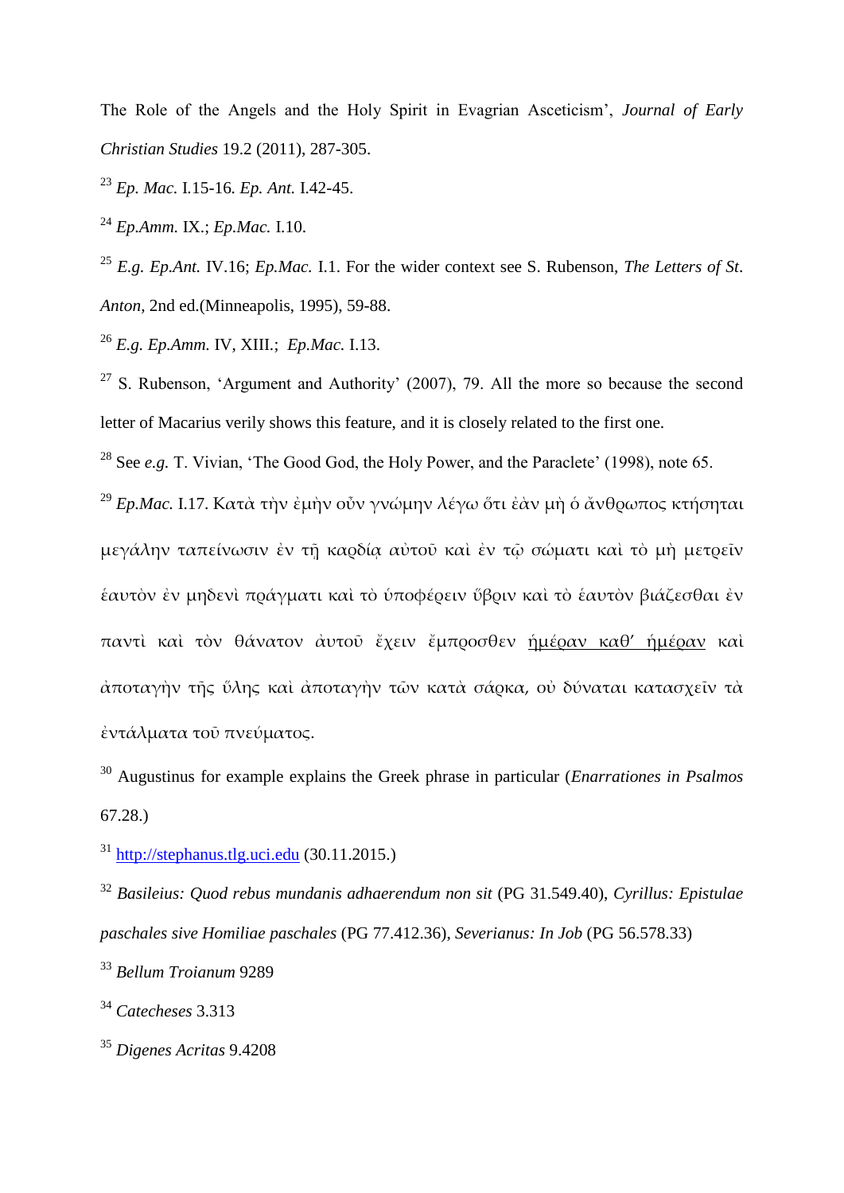The Role of the Angels and the Holy Spirit in Evagrian Asceticism', *Journal of Early Christian Studies* 19.2 (2011), 287-305.

[23] *Ep. Mac.* I.15-16. *Ep. Ant.* I.42-45.

[24] *Ep.Amm.* IX.; *Ep.Mac.* I.10.

[25] *E.g. Ep.Ant.* IV.16; *Ep.Mac.* I.1. For the wider context see S. Rubenson, *The Letters of St. Anton*, 2nd ed.(Minneapolis, 1995), 59-88.

[26] *E.g. Ep.Amm.* IV, XIII.; *Ep.Mac.* I.13.

[27] S. Rubenson, 'Argument and Authority' (2007), 79. All the more so because the second letter of Macarius verily shows this feature, and it is closely related to the first one.

[28] See *e.g.* T. Vivian, 'The Good God, the Holy Power, and the Paraclete' (1998), note 65.

[29] *Ep.Mac.* I.17. Κατὰ τὴν ἐμὴν οὖν γνώμην λέγω ὅτι ἐὰν μὴ ὁ ἄνθρωπος κτήσηται μεγάλην ταπείνωσιν ἐν τῇ καρδίᾳ αὐτοῦ καὶ ἐν τῷ σώματι καὶ τὸ μὴ μετρεῖν ἑαυτὸν ἐν μηδενὶ πράγματι καὶ τὸ ὑποφέρειν ὕβριν καὶ τὸ ἑαυτὸν βιάζεσθαι ἐν παντὶ καὶ τὸν θάνατον αὐτοῦ ἔχειν ἔμπροσθεν <u>ἡμέραν καθ' ἡμέραν</u> καὶ ἀποταγὴν τῆς ὕλης καὶ ἀποταγὴν τῶν κατὰ σάρκα, οὐ δύναται κατασχεῖν τὰ ἐντάλματα τοῦ πνεύματος.

[30] Augustinus for example explains the Greek phrase in particular (*Enarrationes in Psalmos* 67.28.)

[31] http://stephanus.tlg.uci.edu (30.11.2015.)

[32] *Basileius: Quod rebus mundanis adhaerendum non sit* (PG 31.549.40), *Cyrillus: Epistulae paschales sive Homiliae paschales* (PG 77.412.36), *Severianus: In Job* (PG 56.578.33)

[33] *Bellum Troianum* 9289

[34] *Catecheses* 3.313

[35] *Digenes Acritas* 9.4208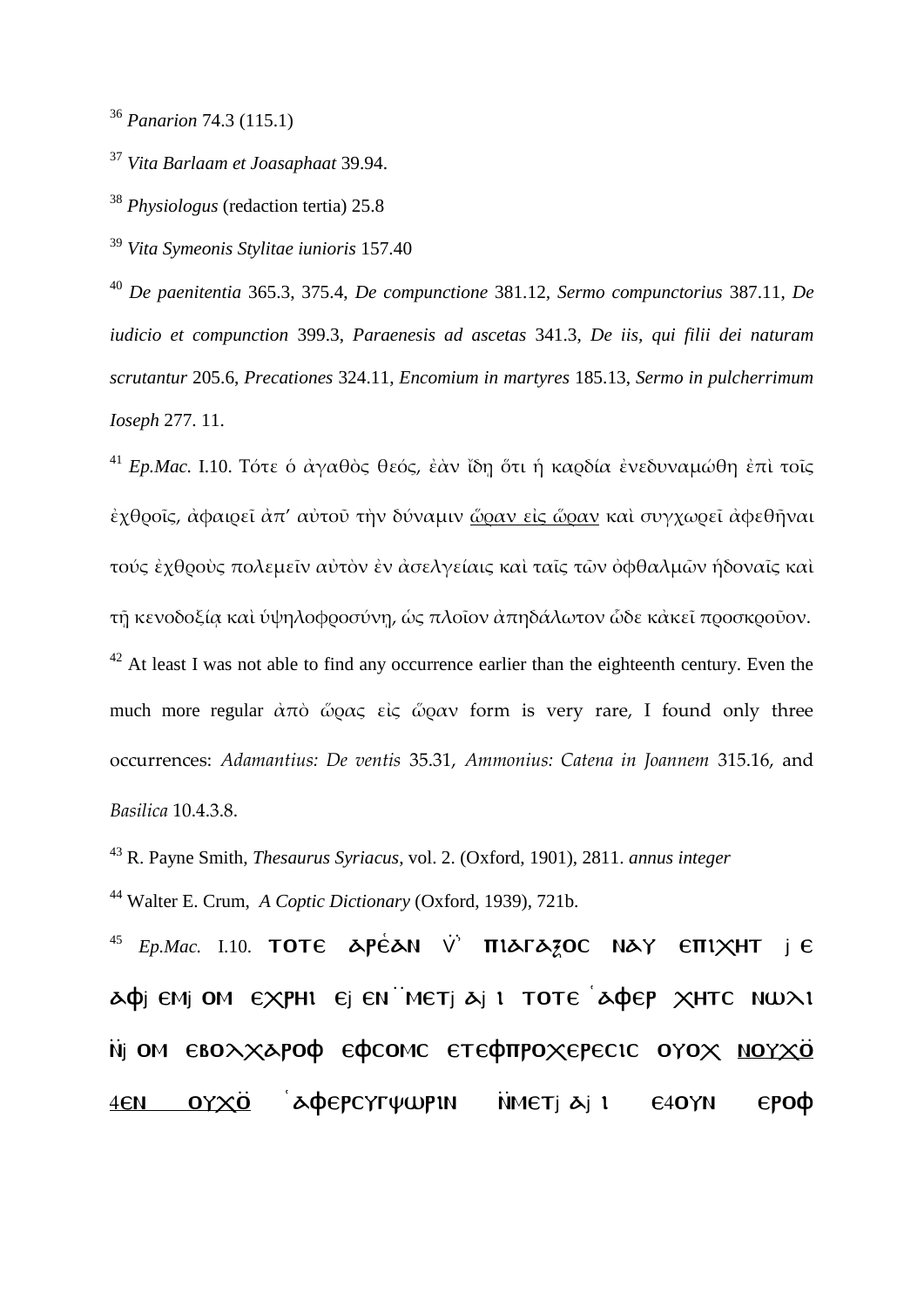[36] *Panarion* 74.3 (115.1)

[37] *Vita Barlaam et Joasaphaat* 39.94.

[38] *Physiologus* (redaction tertia) 25.8

[39] *Vita Symeonis Stylitae iunioris* 157.40

[40] *De paenitentia* 365.3, 375.4, *De compunctione* 381.12, *Sermo compunctorius* 387.11, *De iudicio et compunction* 399.3, *Paraenesis ad ascetas* 341.3, *De iis, qui filii dei naturam scrutantur* 205.6, *Precationes* 324.11, *Encomium in martyres* 185.13, *Sermo in pulcherrimum Ioseph* 277. 11.

[41] *Ep.Mac.* I.10. Τότε ὁ ἀγαθὸς θεός, ἐὰν ἴδῃ ὅτι ἡ καρδία ἐνεδυναμώθη ἐπὶ τοῖς ἐχθροῖς, ἀφαιρεῖ ἀπ' αὐτοῦ τὴν δύναμιν <u>ὥραν εἰς ὥραν</u> καὶ συγχωρεῖ ἀφεθῆναι τούς ἐχθροὺς πολεμεῖν αὐτὸν ἐν ἀσελγείαις καὶ ταῖς τῶν ὀφθαλμῶν ἡδοναῖς καὶ τῇ κενοδοξίᾳ καὶ ὑψηλοφροσύνῃ, ὡς πλοῖον ἀπηδάλωτον ὧδε κἀκεῖ προσκροῦον.

[42] At least I was not able to find any occurrence earlier than the eighteenth century. Even the much more regular ἀπὸ ὥρας εἰς ὥραν form is very rare, I found only three occurrences: *Adamantius: De ventis* 35.31, *Ammonius: Catena in Joannem* 315.16, and *Basilica* 10.4.3.8.

[43] R. Payne Smith, *Thesaurus Syriacus*, vol. 2. (Oxford, 1901), 2811. *annus integer*

[44] Walter E. Crum, *A Coptic Dictionary* (Oxford, 1939), 721b.

[45] *Ep.Mac.* I.10. ⲧⲟⲧⲉ ⲁⲣⲉ́ⲁⲛ ⲡ̈ ⲡⲓⲁⲅⲁⲑⲟⲥ ⲛⲁⲩ ⲉⲡⲓⲭⲏⲧ ϫⲉ ⲁϥϫⲉⲙϫⲟⲙ ⲉϫⲣⲏⲓ ⲉϫⲉⲛ ⲙ̈ⲙⲉⲧϫⲁϫⲓ ⲧⲟⲧⲉ ⲁϥⲉⲣ ⲭⲏⲧⲥ ⲛⲱⲗⲓ ⲛ̈ϫⲟⲙ ⲉⲃⲟⲗⲭⲁⲣⲟϥ ⲉϥⲥⲟⲙⲥ ⲉⲧⲉϥⲡⲣⲟⲭⲉⲣⲉⲥⲓⲥ ⲟⲩⲟϫ <u>ⲛⲟⲩϫⲟ̈ ϥⲉⲛ ⲟⲩϫⲟ̈</u> ⲁϥⲉⲣⲥⲩⲅⲯⲱⲣⲓⲛ ⲛ̈ⲙⲉⲧϫⲁϫⲓ ⲉϥⲟⲩⲛ ⲉⲣⲟϥ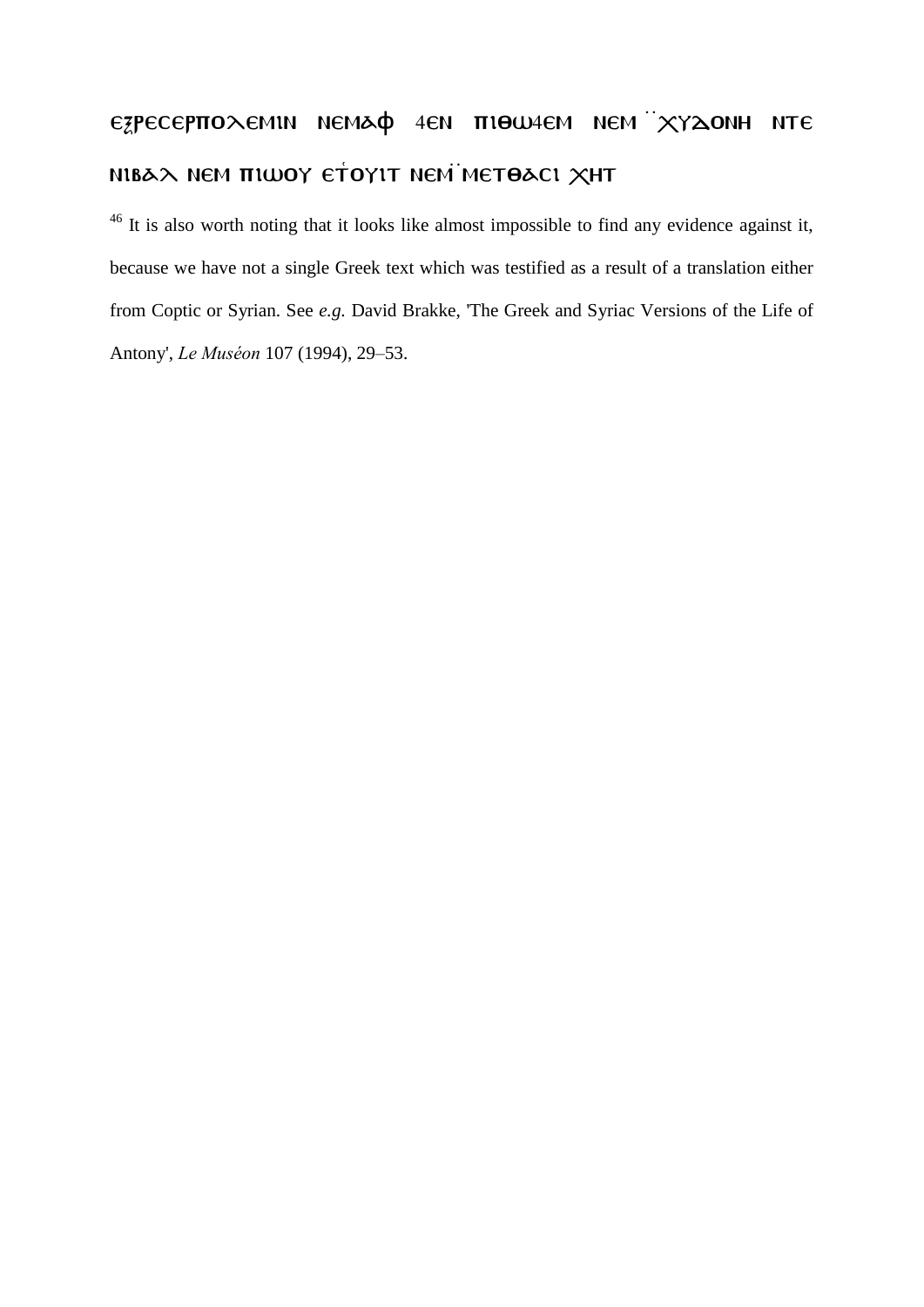ⲉⲍⲣⲉⲥⲉⲣⲡⲟⲗⲉⲙⲓⲛ ⲛⲉⲙⲁϥ ϩⲉⲛ ⲡⲓⲑⲱϣⲉⲙ ⲛⲉⲙ ⲭⲩⲇⲟⲛⲏ ⲛⲧⲉ ⲛⲓⲃⲁⲗ ⲛⲉⲙ ⲡⲓⲱⲟⲩ ⲉⲧⲟⲩⲓⲧ ⲛⲉⲙ ⲙⲉⲧⲑⲁⲥⲓ ϩⲏⲧ

[46] It is also worth noting that it looks like almost impossible to find any evidence against it, because we have not a single Greek text which was testified as a result of a translation either from Coptic or Syrian. See *e.g.* David Brakke, 'The Greek and Syriac Versions of the Life of Antony', *Le Muséon* 107 (1994), 29–53.